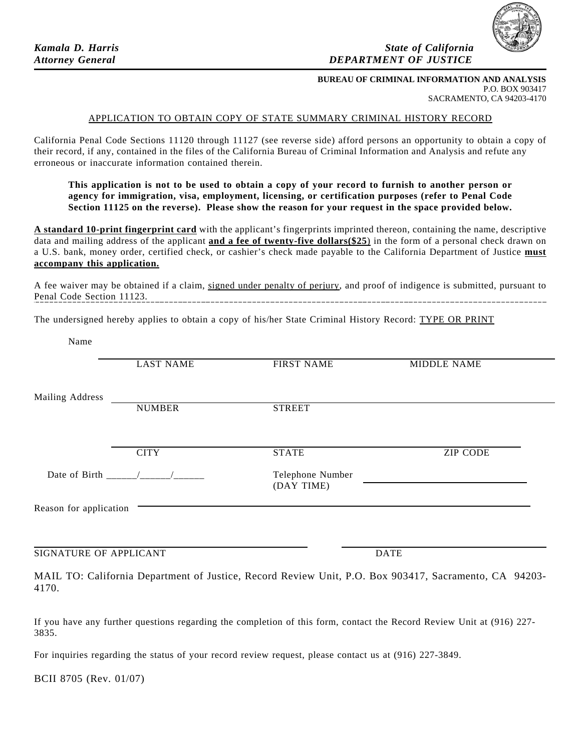*Kamala D. Harris*
*Attorney General*

*State of California*
***DEPARTMENT OF JUSTICE***

**BUREAU OF CRIMINAL INFORMATION AND ANALYSIS**
P.O. BOX 903417
SACRAMENTO, CA 94203-4170

## APPLICATION TO OBTAIN COPY OF STATE SUMMARY CRIMINAL HISTORY RECORD

California Penal Code Sections 11120 through 11127 (see reverse side) afford persons an opportunity to obtain a copy of their record, if any, contained in the files of the California Bureau of Criminal Information and Analysis and refute any erroneous or inaccurate information contained therein.

> **This application is not to be used to obtain a copy of your record to furnish to another person or agency for immigration, visa, employment, licensing, or certification purposes (refer to Penal Code Section 11125 on the reverse). Please show the reason for your request in the space provided below.**

**A standard 10-print fingerprint card** with the applicant's fingerprints imprinted thereon, containing the name, descriptive data and mailing address of the applicant **and a fee of twenty-five dollars($25)** in the form of a personal check drawn on a U.S. bank, money order, certified check, or cashier's check made payable to the California Department of Justice **must accompany this application.**

A fee waiver may be obtained if a claim, signed under penalty of perjury, and proof of indigence is submitted, pursuant to Penal Code Section 11123.

---

The undersigned hereby applies to obtain a copy of his/her State Criminal History Record: TYPE OR PRINT

Name ______________________________________________
LAST NAME FIRST NAME MIDDLE NAME

Mailing Address ______________________________________________
NUMBER STREET

______________________________________________
CITY STATE ZIP CODE

Date of Birth ______/______/______ Telephone Number (DAY TIME) ______________________

Reason for application ______________________________________________

______________________________ ______________________
SIGNATURE OF APPLICANT DATE

MAIL TO: California Department of Justice, Record Review Unit, P.O. Box 903417, Sacramento, CA 94203-4170.

If you have any further questions regarding the completion of this form, contact the Record Review Unit at (916) 227-3835.

For inquiries regarding the status of your record review request, please contact us at (916) 227-3849.

BCII 8705 (Rev. 01/07)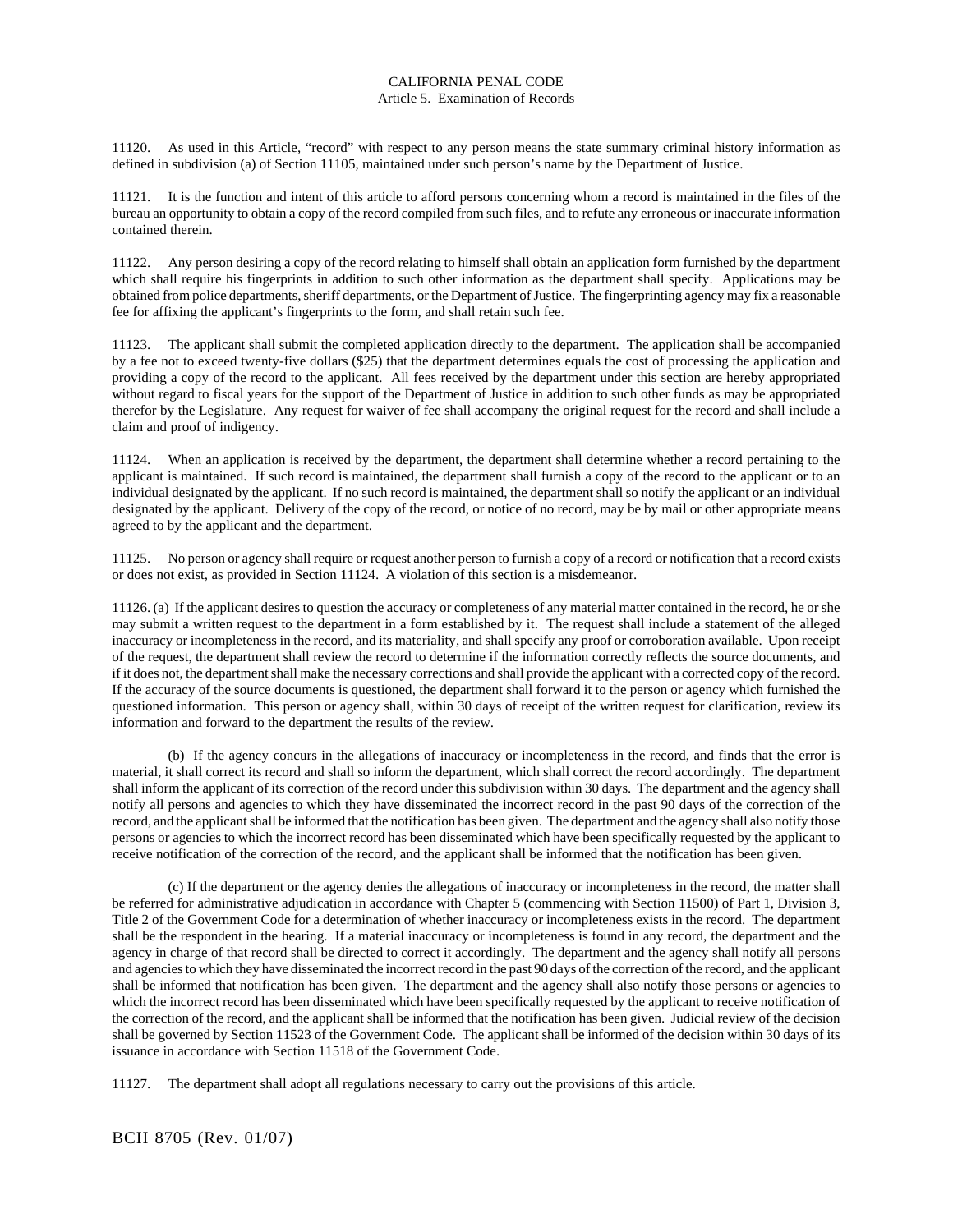# CALIFORNIA PENAL CODE

## Article 5. Examination of Records

11120. As used in this Article, "record" with respect to any person means the state summary criminal history information as defined in subdivision (a) of Section 11105, maintained under such person's name by the Department of Justice.

11121. It is the function and intent of this article to afford persons concerning whom a record is maintained in the files of the bureau an opportunity to obtain a copy of the record compiled from such files, and to refute any erroneous or inaccurate information contained therein.

11122. Any person desiring a copy of the record relating to himself shall obtain an application form furnished by the department which shall require his fingerprints in addition to such other information as the department shall specify. Applications may be obtained from police departments, sheriff departments, or the Department of Justice. The fingerprinting agency may fix a reasonable fee for affixing the applicant's fingerprints to the form, and shall retain such fee.

11123. The applicant shall submit the completed application directly to the department. The application shall be accompanied by a fee not to exceed twenty-five dollars ($25) that the department determines equals the cost of processing the application and providing a copy of the record to the applicant. All fees received by the department under this section are hereby appropriated without regard to fiscal years for the support of the Department of Justice in addition to such other funds as may be appropriated therefor by the Legislature. Any request for waiver of fee shall accompany the original request for the record and shall include a claim and proof of indigency.

11124. When an application is received by the department, the department shall determine whether a record pertaining to the applicant is maintained. If such record is maintained, the department shall furnish a copy of the record to the applicant or to an individual designated by the applicant. If no such record is maintained, the department shall so notify the applicant or an individual designated by the applicant. Delivery of the copy of the record, or notice of no record, may be by mail or other appropriate means agreed to by the applicant and the department.

11125. No person or agency shall require or request another person to furnish a copy of a record or notification that a record exists or does not exist, as provided in Section 11124. A violation of this section is a misdemeanor.

11126. (a) If the applicant desires to question the accuracy or completeness of any material matter contained in the record, he or she may submit a written request to the department in a form established by it. The request shall include a statement of the alleged inaccuracy or incompleteness in the record, and its materiality, and shall specify any proof or corroboration available. Upon receipt of the request, the department shall review the record to determine if the information correctly reflects the source documents, and if it does not, the department shall make the necessary corrections and shall provide the applicant with a corrected copy of the record. If the accuracy of the source documents is questioned, the department shall forward it to the person or agency which furnished the questioned information. This person or agency shall, within 30 days of receipt of the written request for clarification, review its information and forward to the department the results of the review.

(b) If the agency concurs in the allegations of inaccuracy or incompleteness in the record, and finds that the error is material, it shall correct its record and shall so inform the department, which shall correct the record accordingly. The department shall inform the applicant of its correction of the record under this subdivision within 30 days. The department and the agency shall notify all persons and agencies to which they have disseminated the incorrect record in the past 90 days of the correction of the record, and the applicant shall be informed that the notification has been given. The department and the agency shall also notify those persons or agencies to which the incorrect record has been disseminated which have been specifically requested by the applicant to receive notification of the correction of the record, and the applicant shall be informed that the notification has been given.

(c) If the department or the agency denies the allegations of inaccuracy or incompleteness in the record, the matter shall be referred for administrative adjudication in accordance with Chapter 5 (commencing with Section 11500) of Part 1, Division 3, Title 2 of the Government Code for a determination of whether inaccuracy or incompleteness exists in the record. The department shall be the respondent in the hearing. If a material inaccuracy or incompleteness is found in any record, the department and the agency in charge of that record shall be directed to correct it accordingly. The department and the agency shall notify all persons and agencies to which they have disseminated the incorrect record in the past 90 days of the correction of the record, and the applicant shall be informed that notification has been given. The department and the agency shall also notify those persons or agencies to which the incorrect record has been disseminated which have been specifically requested by the applicant to receive notification of the correction of the record, and the applicant shall be informed that the notification has been given. Judicial review of the decision shall be governed by Section 11523 of the Government Code. The applicant shall be informed of the decision within 30 days of its issuance in accordance with Section 11518 of the Government Code.

11127. The department shall adopt all regulations necessary to carry out the provisions of this article.

BCII 8705 (Rev. 01/07)